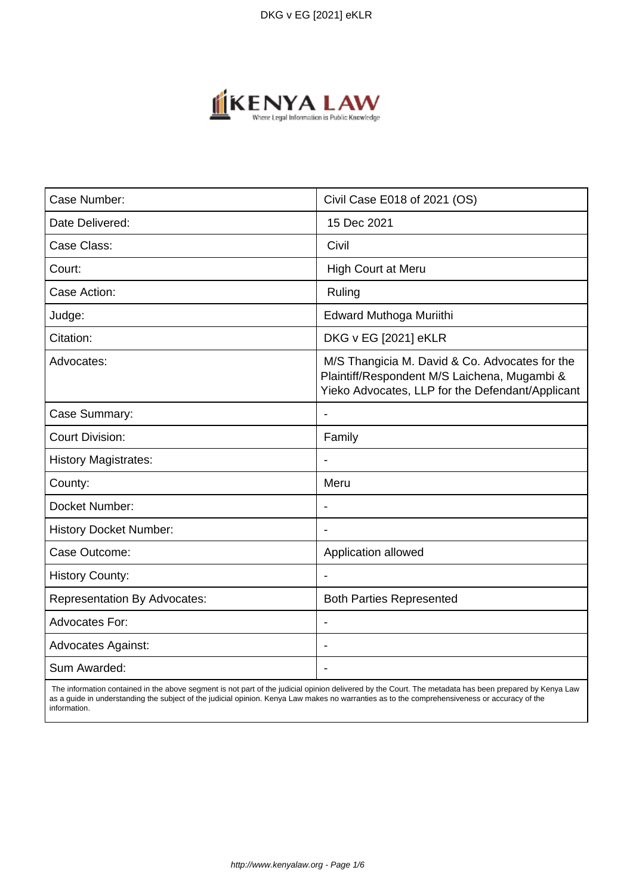| Case Number: | Civil Case E018 of 2021 (OS) |
| --- | --- |
| Date Delivered: | 15 Dec 2021 |
| Case Class: | Civil |
| Court: | High Court at Meru |
| Case Action: | Ruling |
| Judge: | Edward Muthoga Muriithi |
| Citation: | DKG v EG [2021] eKLR |
| Advocates: | M/S Thangicia M. David & Co. Advocates for the Plaintiff/Respondent M/S Laichena, Mugambi & Yieko Advocates, LLP for the Defendant/Applicant |
| Case Summary: | - |
| Court Division: | Family |
| History Magistrates: | - |
| County: | Meru |
| Docket Number: | - |
| History Docket Number: | - |
| Case Outcome: | Application allowed |
| History County: | - |
| Representation By Advocates: | Both Parties Represented |
| Advocates For: | - |
| Advocates Against: | - |
| Sum Awarded: | - |

The information contained in the above segment is not part of the judicial opinion delivered by the Court. The metadata has been prepared by Kenya Law as a guide in understanding the subject of the judicial opinion. Kenya Law makes no warranties as to the comprehensiveness or accuracy of the information.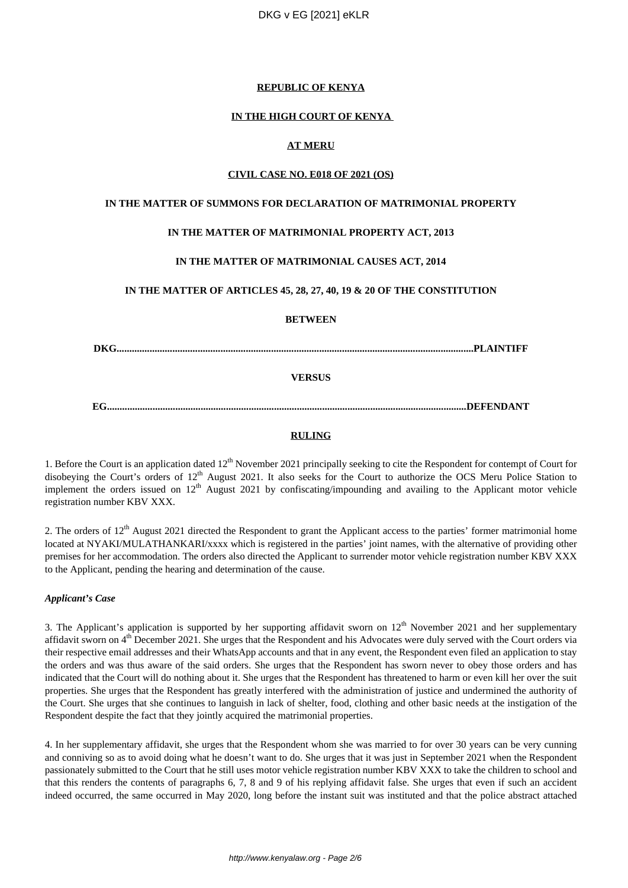**REPUBLIC OF KENYA**

**IN THE HIGH COURT OF KENYA**

**AT MERU**

**CIVIL CASE NO. E018 OF 2021 (OS)**

**IN THE MATTER OF SUMMONS FOR DECLARATION OF MATRIMONIAL PROPERTY**

**IN THE MATTER OF MATRIMONIAL PROPERTY ACT, 2013**

**IN THE MATTER OF MATRIMONIAL CAUSES ACT, 2014**

**IN THE MATTER OF ARTICLES 45, 28, 27, 40, 19 & 20 OF THE CONSTITUTION**

**BETWEEN**

**DKG..........................................................................................................................................PLAINTIFF**

**VERSUS**

**EG...........................................................................................................................................DEFENDANT**

**RULING**

1. Before the Court is an application dated 12th November 2021 principally seeking to cite the Respondent for contempt of Court for disobeying the Court's orders of 12th August 2021. It also seeks for the Court to authorize the OCS Meru Police Station to implement the orders issued on 12th August 2021 by confiscating/impounding and availing to the Applicant motor vehicle registration number KBV XXX.

2. The orders of 12th August 2021 directed the Respondent to grant the Applicant access to the parties' former matrimonial home located at NYAKI/MULATHANKARI/xxxx which is registered in the parties' joint names, with the alternative of providing other premises for her accommodation. The orders also directed the Applicant to surrender motor vehicle registration number KBV XXX to the Applicant, pending the hearing and determination of the cause.

***Applicant's Case***

3. The Applicant's application is supported by her supporting affidavit sworn on 12th November 2021 and her supplementary affidavit sworn on 4th December 2021. She urges that the Respondent and his Advocates were duly served with the Court orders via their respective email addresses and their WhatsApp accounts and that in any event, the Respondent even filed an application to stay the orders and was thus aware of the said orders. She urges that the Respondent has sworn never to obey those orders and has indicated that the Court will do nothing about it. She urges that the Respondent has threatened to harm or even kill her over the suit properties. She urges that the Respondent has greatly interfered with the administration of justice and undermined the authority of the Court. She urges that she continues to languish in lack of shelter, food, clothing and other basic needs at the instigation of the Respondent despite the fact that they jointly acquired the matrimonial properties.

4. In her supplementary affidavit, she urges that the Respondent whom she was married to for over 30 years can be very cunning and conniving so as to avoid doing what he doesn't want to do. She urges that it was just in September 2021 when the Respondent passionately submitted to the Court that he still uses motor vehicle registration number KBV XXX to take the children to school and that this renders the contents of paragraphs 6, 7, 8 and 9 of his replying affidavit false. She urges that even if such an accident indeed occurred, the same occurred in May 2020, long before the instant suit was instituted and that the police abstract attached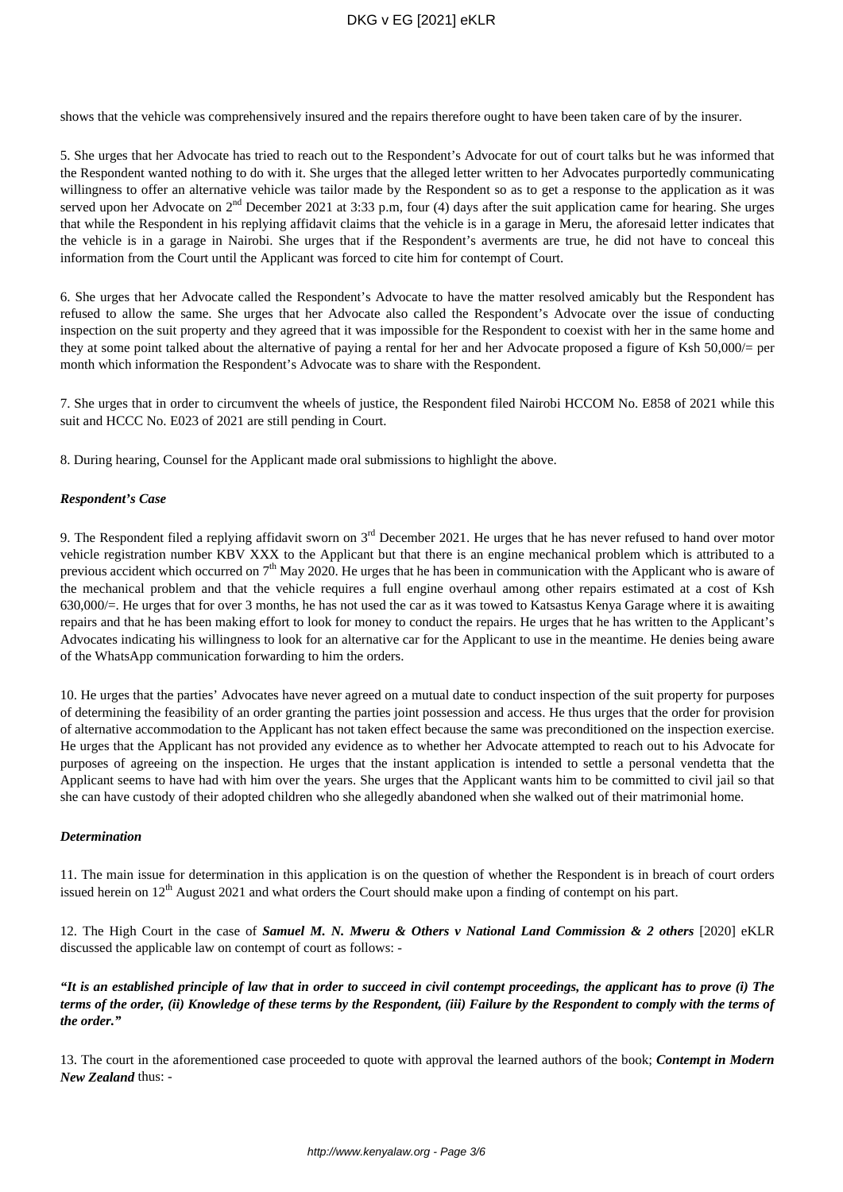shows that the vehicle was comprehensively insured and the repairs therefore ought to have been taken care of by the insurer.

5. She urges that her Advocate has tried to reach out to the Respondent's Advocate for out of court talks but he was informed that the Respondent wanted nothing to do with it. She urges that the alleged letter written to her Advocates purportedly communicating willingness to offer an alternative vehicle was tailor made by the Respondent so as to get a response to the application as it was served upon her Advocate on 2nd December 2021 at 3:33 p.m, four (4) days after the suit application came for hearing. She urges that while the Respondent in his replying affidavit claims that the vehicle is in a garage in Meru, the aforesaid letter indicates that the vehicle is in a garage in Nairobi. She urges that if the Respondent's averments are true, he did not have to conceal this information from the Court until the Applicant was forced to cite him for contempt of Court.

6. She urges that her Advocate called the Respondent's Advocate to have the matter resolved amicably but the Respondent has refused to allow the same. She urges that her Advocate also called the Respondent's Advocate over the issue of conducting inspection on the suit property and they agreed that it was impossible for the Respondent to coexist with her in the same home and they at some point talked about the alternative of paying a rental for her and her Advocate proposed a figure of Ksh 50,000/= per month which information the Respondent's Advocate was to share with the Respondent.

7. She urges that in order to circumvent the wheels of justice, the Respondent filed Nairobi HCCOM No. E858 of 2021 while this suit and HCCC No. E023 of 2021 are still pending in Court.

8. During hearing, Counsel for the Applicant made oral submissions to highlight the above.

***Respondent's Case***

9. The Respondent filed a replying affidavit sworn on 3rd December 2021. He urges that he has never refused to hand over motor vehicle registration number KBV XXX to the Applicant but that there is an engine mechanical problem which is attributed to a previous accident which occurred on 7th May 2020. He urges that he has been in communication with the Applicant who is aware of the mechanical problem and that the vehicle requires a full engine overhaul among other repairs estimated at a cost of Ksh 630,000/=. He urges that for over 3 months, he has not used the car as it was towed to Katsastus Kenya Garage where it is awaiting repairs and that he has been making effort to look for money to conduct the repairs. He urges that he has written to the Applicant's Advocates indicating his willingness to look for an alternative car for the Applicant to use in the meantime. He denies being aware of the WhatsApp communication forwarding to him the orders.

10. He urges that the parties' Advocates have never agreed on a mutual date to conduct inspection of the suit property for purposes of determining the feasibility of an order granting the parties joint possession and access. He thus urges that the order for provision of alternative accommodation to the Applicant has not taken effect because the same was preconditioned on the inspection exercise. He urges that the Applicant has not provided any evidence as to whether her Advocate attempted to reach out to his Advocate for purposes of agreeing on the inspection. He urges that the instant application is intended to settle a personal vendetta that the Applicant seems to have had with him over the years. She urges that the Applicant wants him to be committed to civil jail so that she can have custody of their adopted children who she allegedly abandoned when she walked out of their matrimonial home.

***Determination***

11. The main issue for determination in this application is on the question of whether the Respondent is in breach of court orders issued herein on 12th August 2021 and what orders the Court should make upon a finding of contempt on his part.

12. The High Court in the case of ***Samuel M. N. Mweru & Others v National Land Commission & 2 others*** [2020] eKLR discussed the applicable law on contempt of court as follows: -

***"It is an established principle of law that in order to succeed in civil contempt proceedings, the applicant has to prove (i) The terms of the order, (ii) Knowledge of these terms by the Respondent, (iii) Failure by the Respondent to comply with the terms of the order."***

13. The court in the aforementioned case proceeded to quote with approval the learned authors of the book; ***Contempt in Modern New Zealand*** thus: -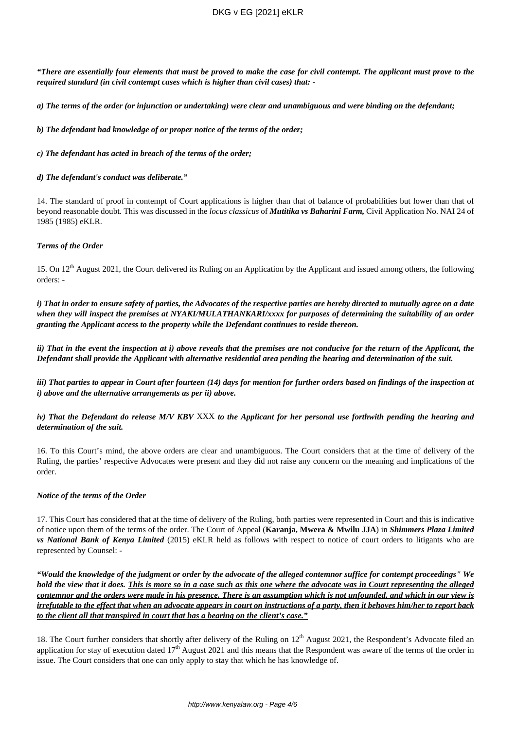***"There are essentially four elements that must be proved to make the case for civil contempt. The applicant must prove to the required standard (in civil contempt cases which is higher than civil cases) that: -***

***a) The terms of the order (or injunction or undertaking) were clear and unambiguous and were binding on the defendant;***

***b) The defendant had knowledge of or proper notice of the terms of the order;***

***c) The defendant has acted in breach of the terms of the order;***

***d) The defendant's conduct was deliberate."***

14. The standard of proof in contempt of Court applications is higher than that of balance of probabilities but lower than that of beyond reasonable doubt. This was discussed in the *locus classicus* of ***Mutitika vs Baharini Farm,*** Civil Application No. NAI 24 of 1985 (1985) eKLR.

***Terms of the Order***

15. On 12th August 2021, the Court delivered its Ruling on an Application by the Applicant and issued among others, the following orders: -

***i) That in order to ensure safety of parties, the Advocates of the respective parties are hereby directed to mutually agree on a date when they will inspect the premises at NYAKI/MULATHANKARI/xxxx for purposes of determining the suitability of an order granting the Applicant access to the property while the Defendant continues to reside thereon.***

***ii) That in the event the inspection at i) above reveals that the premises are not conducive for the return of the Applicant, the Defendant shall provide the Applicant with alternative residential area pending the hearing and determination of the suit.***

***iii) That parties to appear in Court after fourteen (14) days for mention for further orders based on findings of the inspection at i) above and the alternative arrangements as per ii) above.***

***iv) That the Defendant do release M/V KBV*** XXX ***to the Applicant for her personal use forthwith pending the hearing and determination of the suit.***

16. To this Court's mind, the above orders are clear and unambiguous. The Court considers that at the time of delivery of the Ruling, the parties' respective Advocates were present and they did not raise any concern on the meaning and implications of the order.

***Notice of the terms of the Order***

17. This Court has considered that at the time of delivery of the Ruling, both parties were represented in Court and this is indicative of notice upon them of the terms of the order. The Court of Appeal (**Karanja, Mwera & Mwilu JJA**) in ***Shimmers Plaza Limited vs National Bank of Kenya Limited*** (2015) eKLR held as follows with respect to notice of court orders to litigants who are represented by Counsel: -

***"Would the knowledge of the judgment or order by the advocate of the alleged contemnor suffice for contempt proceedings" We hold the view that it does. <u>This is more so in a case such as this one where the advocate was in Court representing the alleged contemnor and the orders were made in his presence. There is an assumption which is not unfounded, and which in our view is irrefutable to the effect that when an advocate appears in court on instructions of a party, then it behoves him/her to report back to the client all that transpired in court that has a bearing on the client's case."</u>***

18. The Court further considers that shortly after delivery of the Ruling on 12th August 2021, the Respondent's Advocate filed an application for stay of execution dated 17th August 2021 and this means that the Respondent was aware of the terms of the order in issue. The Court considers that one can only apply to stay that which he has knowledge of.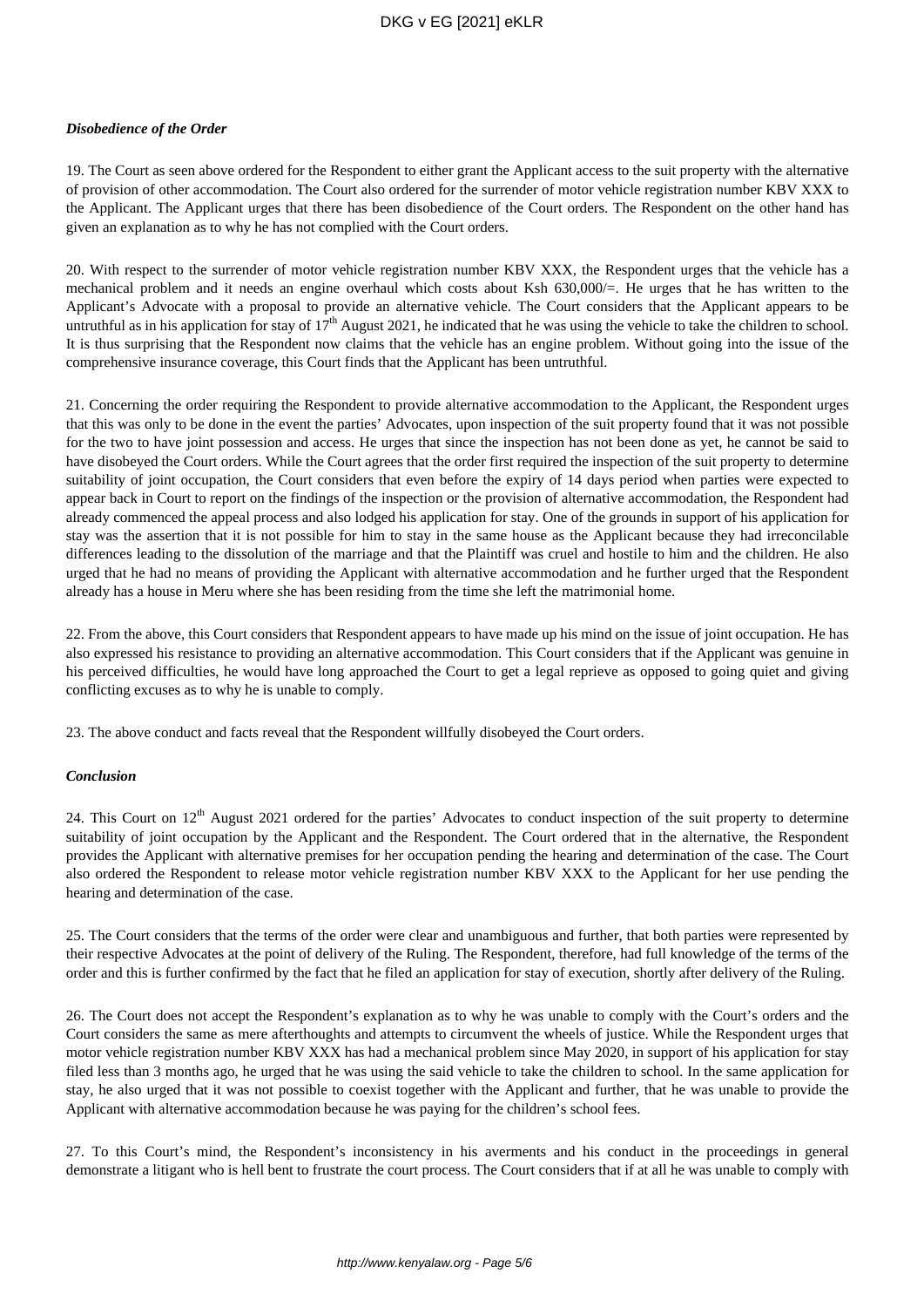***Disobedience of the Order***

19. The Court as seen above ordered for the Respondent to either grant the Applicant access to the suit property with the alternative of provision of other accommodation. The Court also ordered for the surrender of motor vehicle registration number KBV XXX to the Applicant. The Applicant urges that there has been disobedience of the Court orders. The Respondent on the other hand has given an explanation as to why he has not complied with the Court orders.

20. With respect to the surrender of motor vehicle registration number KBV XXX, the Respondent urges that the vehicle has a mechanical problem and it needs an engine overhaul which costs about Ksh 630,000/=. He urges that he has written to the Applicant's Advocate with a proposal to provide an alternative vehicle. The Court considers that the Applicant appears to be untruthful as in his application for stay of 17th August 2021, he indicated that he was using the vehicle to take the children to school. It is thus surprising that the Respondent now claims that the vehicle has an engine problem. Without going into the issue of the comprehensive insurance coverage, this Court finds that the Applicant has been untruthful.

21. Concerning the order requiring the Respondent to provide alternative accommodation to the Applicant, the Respondent urges that this was only to be done in the event the parties' Advocates, upon inspection of the suit property found that it was not possible for the two to have joint possession and access. He urges that since the inspection has not been done as yet, he cannot be said to have disobeyed the Court orders. While the Court agrees that the order first required the inspection of the suit property to determine suitability of joint occupation, the Court considers that even before the expiry of 14 days period when parties were expected to appear back in Court to report on the findings of the inspection or the provision of alternative accommodation, the Respondent had already commenced the appeal process and also lodged his application for stay. One of the grounds in support of his application for stay was the assertion that it is not possible for him to stay in the same house as the Applicant because they had irreconcilable differences leading to the dissolution of the marriage and that the Plaintiff was cruel and hostile to him and the children. He also urged that he had no means of providing the Applicant with alternative accommodation and he further urged that the Respondent already has a house in Meru where she has been residing from the time she left the matrimonial home.

22. From the above, this Court considers that Respondent appears to have made up his mind on the issue of joint occupation. He has also expressed his resistance to providing an alternative accommodation. This Court considers that if the Applicant was genuine in his perceived difficulties, he would have long approached the Court to get a legal reprieve as opposed to going quiet and giving conflicting excuses as to why he is unable to comply.

23. The above conduct and facts reveal that the Respondent willfully disobeyed the Court orders.

***Conclusion***

24. This Court on 12th August 2021 ordered for the parties' Advocates to conduct inspection of the suit property to determine suitability of joint occupation by the Applicant and the Respondent. The Court ordered that in the alternative, the Respondent provides the Applicant with alternative premises for her occupation pending the hearing and determination of the case. The Court also ordered the Respondent to release motor vehicle registration number KBV XXX to the Applicant for her use pending the hearing and determination of the case.

25. The Court considers that the terms of the order were clear and unambiguous and further, that both parties were represented by their respective Advocates at the point of delivery of the Ruling. The Respondent, therefore, had full knowledge of the terms of the order and this is further confirmed by the fact that he filed an application for stay of execution, shortly after delivery of the Ruling.

26. The Court does not accept the Respondent's explanation as to why he was unable to comply with the Court's orders and the Court considers the same as mere afterthoughts and attempts to circumvent the wheels of justice. While the Respondent urges that motor vehicle registration number KBV XXX has had a mechanical problem since May 2020, in support of his application for stay filed less than 3 months ago, he urged that he was using the said vehicle to take the children to school. In the same application for stay, he also urged that it was not possible to coexist together with the Applicant and further, that he was unable to provide the Applicant with alternative accommodation because he was paying for the children's school fees.

27. To this Court's mind, the Respondent's inconsistency in his averments and his conduct in the proceedings in general demonstrate a litigant who is hell bent to frustrate the court process. The Court considers that if at all he was unable to comply with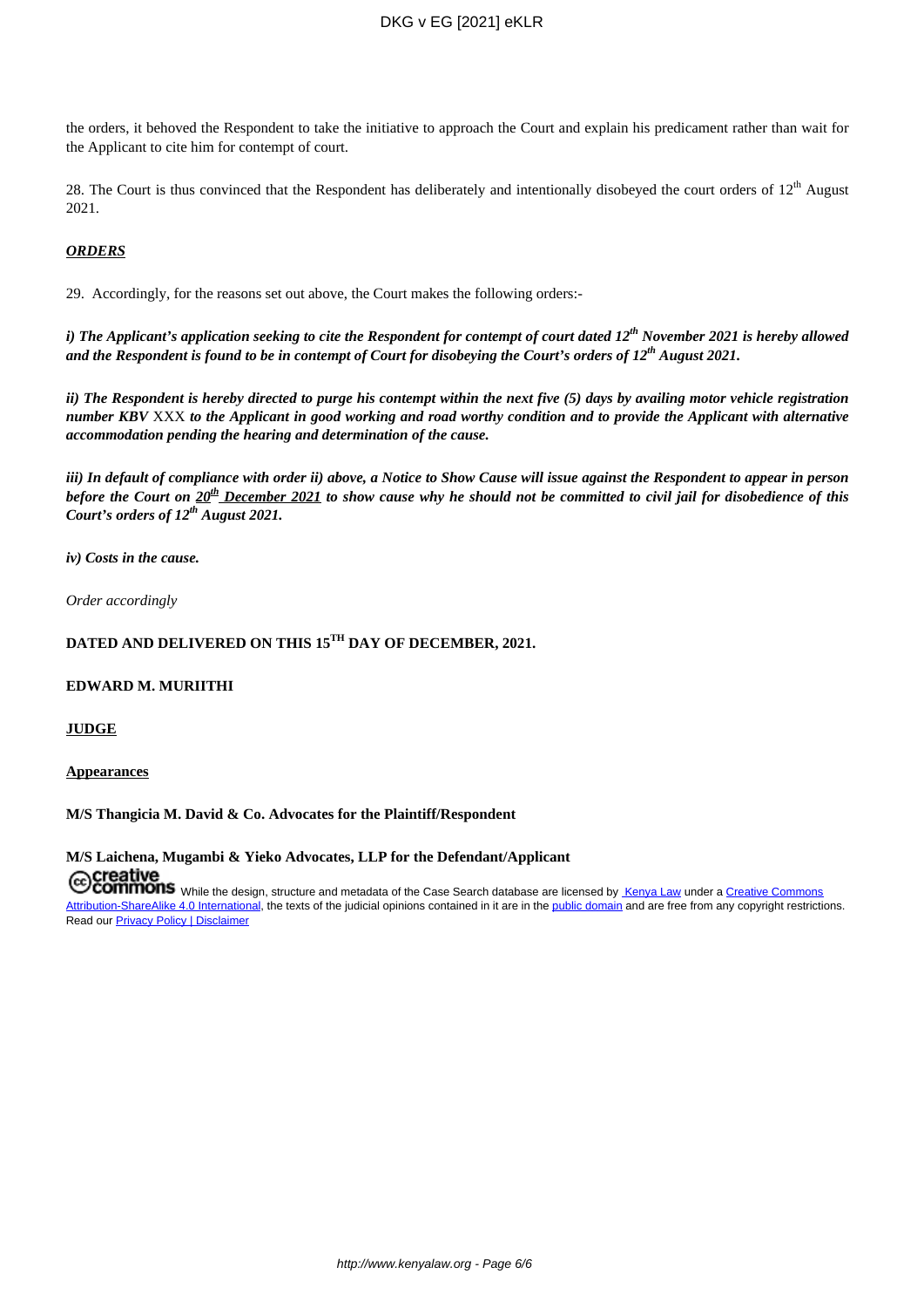the orders, it beloved the Respondent to take the initiative to approach the Court and explain his predicament rather than wait for the Applicant to cite him for contempt of court.

28. The Court is thus convinced that the Respondent has deliberately and intentionally disobeyed the court orders of 12th August 2021.

***ORDERS***

29. Accordingly, for the reasons set out above, the Court makes the following orders:-

***i) The Applicant's application seeking to cite the Respondent for contempt of court dated 12th November 2021 is hereby allowed and the Respondent is found to be in contempt of Court for disobeying the Court's orders of 12th August 2021.***

***ii) The Respondent is hereby directed to purge his contempt within the next five (5) days by availing motor vehicle registration number KBV*** XXX ***to the Applicant in good working and road worthy condition and to provide the Applicant with alternative accommodation pending the hearing and determination of the cause.***

***iii) In default of compliance with order ii) above, a Notice to Show Cause will issue against the Respondent to appear in person before the Court on 20th December 2021 to show cause why he should not be committed to civil jail for disobedience of this Court's orders of 12th August 2021.***

***iv) Costs in the cause.***

*Order accordingly*

**DATED AND DELIVERED ON THIS 15TH DAY OF DECEMBER, 2021.**

**EDWARD M. MURIITHI**

**JUDGE**

**Appearances**

**M/S Thangicia M. David & Co. Advocates for the Plaintiff/Respondent**

**M/S Laichena, Mugambi & Yieko Advocates, LLP for the Defendant/Applicant**

While the design, structure and metadata of the Case Search database are licensed by Kenya Law under a Creative Commons Attribution-ShareAlike 4.0 International, the texts of the judicial opinions contained in it are in the public domain and are free from any copyright restrictions. Read our Privacy Policy | Disclaimer